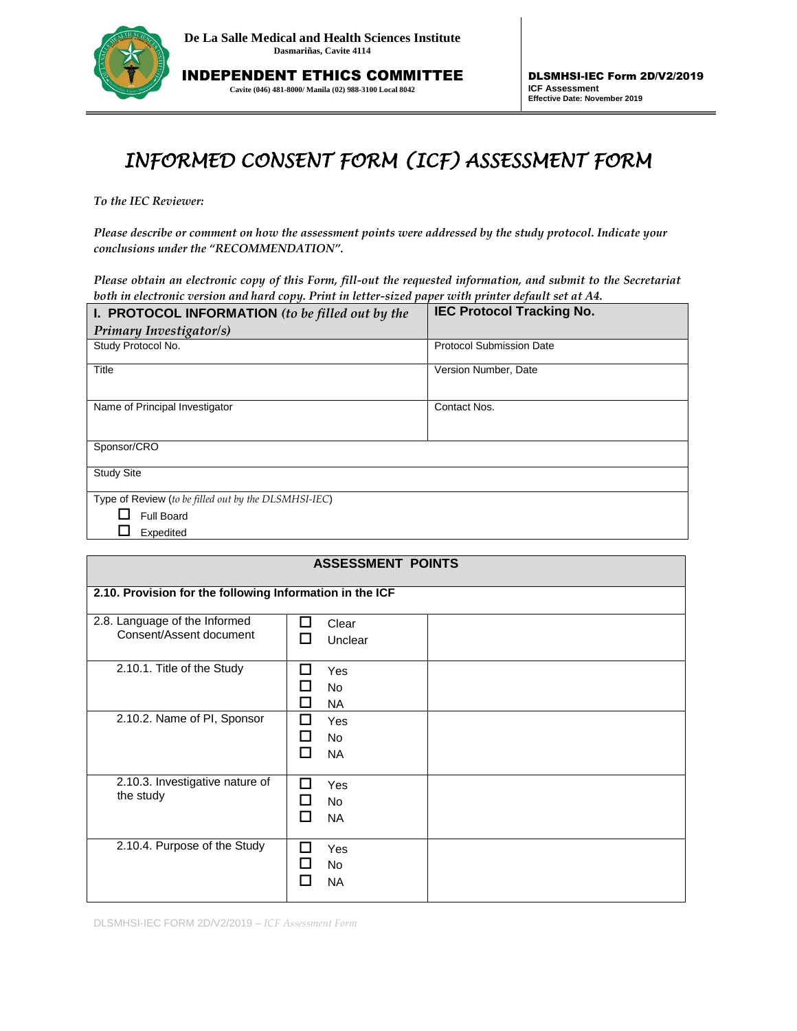**De La Salle Medical and Health Sciences Institute**
**Dasmariñas, Cavite 4114**

**INDEPENDENT ETHICS COMMITTEE**
**Cavite (046) 481-8000/ Manila (02) 988-3100 Local 8042**

**DLSMHSI-IEC Form 2D/V2/2019**
**ICF Assessment**
**Effective Date: November 2019**

# *INFORMED CONSENT FORM (ICF) ASSESSMENT FORM*

*To the IEC Reviewer:*

*Please describe or comment on how the assessment points were addressed by the study protocol. Indicate your conclusions under the "RECOMMENDATION".*

***Please obtain an electronic copy of this Form, fill-out the requested information, and submit to the Secretariat both in electronic version and hard copy. Print in letter-sized paper with printer default set at A4.***

| **I. PROTOCOL INFORMATION** *(to be filled out by the Primary Investigator/s)* | **IEC Protocol Tracking No.** |
|---|---|
| Study Protocol No. | Protocol Submission Date |
| Title | Version Number, Date |
| Name of Principal Investigator | Contact Nos. |
| Sponsor/CRO | |
| Study Site | |
| Type of Review (*to be filled out by the DLSMHSI-IEC*)<br>☐ Full Board<br>☐ Expedited | |

| **ASSESSMENT POINTS** | | |
|---|---|---|
| **2.10. Provision for the following Information in the ICF** | | |
| 2.8. Language of the Informed Consent/Assent document | ☐ Clear<br>☐ Unclear | |
| 2.10.1. Title of the Study | ☐ Yes<br>☐ No<br>☐ NA | |
| 2.10.2. Name of PI, Sponsor | ☐ Yes<br>☐ No<br>☐ NA | |
| 2.10.3. Investigative nature of the study | ☐ Yes<br>☐ No<br>☐ NA | |
| 2.10.4. Purpose of the Study | ☐ Yes<br>☐ No<br>☐ NA | |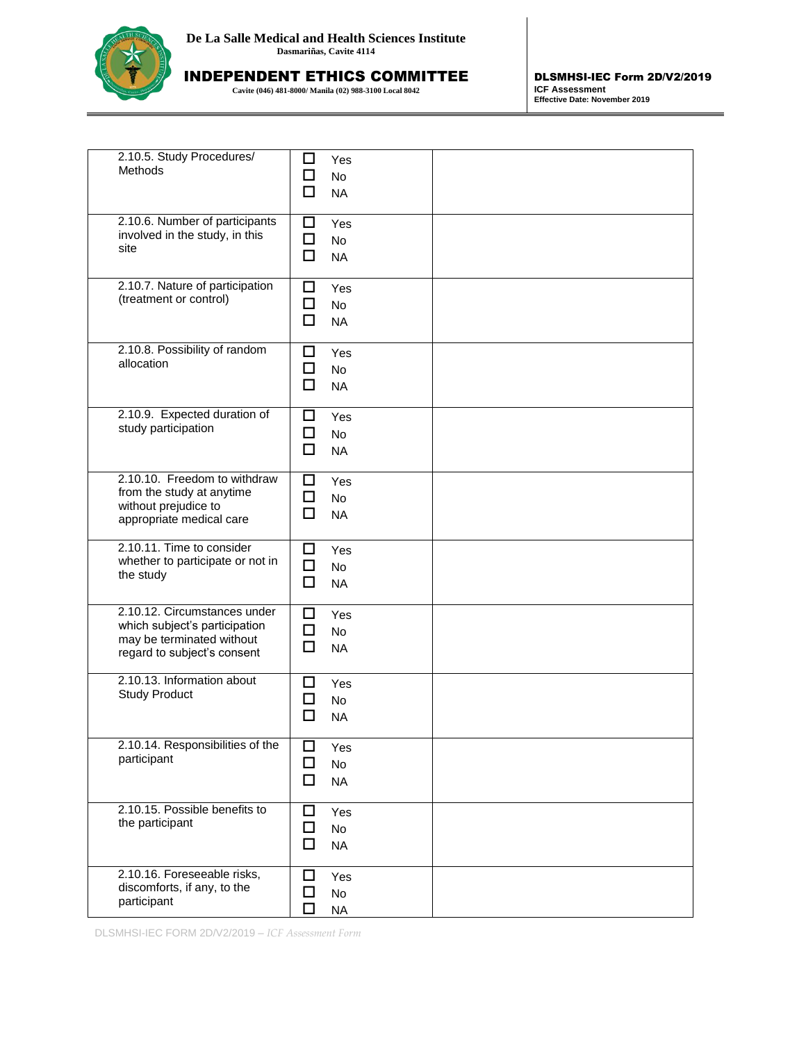| | | |
|---|---|---|
| 2.10.5. Study Procedures/ Methods | ☐ Yes<br>☐ No<br>☐ NA | |
| 2.10.6. Number of participants involved in the study, in this site | ☐ Yes<br>☐ No<br>☐ NA | |
| 2.10.7. Nature of participation (treatment or control) | ☐ Yes<br>☐ No<br>☐ NA | |
| 2.10.8. Possibility of random allocation | ☐ Yes<br>☐ No<br>☐ NA | |
| 2.10.9. Expected duration of study participation | ☐ Yes<br>☐ No<br>☐ NA | |
| 2.10.10. Freedom to withdraw from the study at anytime without prejudice to appropriate medical care | ☐ Yes<br>☐ No<br>☐ NA | |
| 2.10.11. Time to consider whether to participate or not in the study | ☐ Yes<br>☐ No<br>☐ NA | |
| 2.10.12. Circumstances under which subject's participation may be terminated without regard to subject's consent | ☐ Yes<br>☐ No<br>☐ NA | |
| 2.10.13. Information about Study Product | ☐ Yes<br>☐ No<br>☐ NA | |
| 2.10.14. Responsibilities of the participant | ☐ Yes<br>☐ No<br>☐ NA | |
| 2.10.15. Possible benefits to the participant | ☐ Yes<br>☐ No<br>☐ NA | |
| 2.10.16. Foreseeable risks, discomforts, if any, to the participant | ☐ Yes<br>☐ No<br>☐ NA | |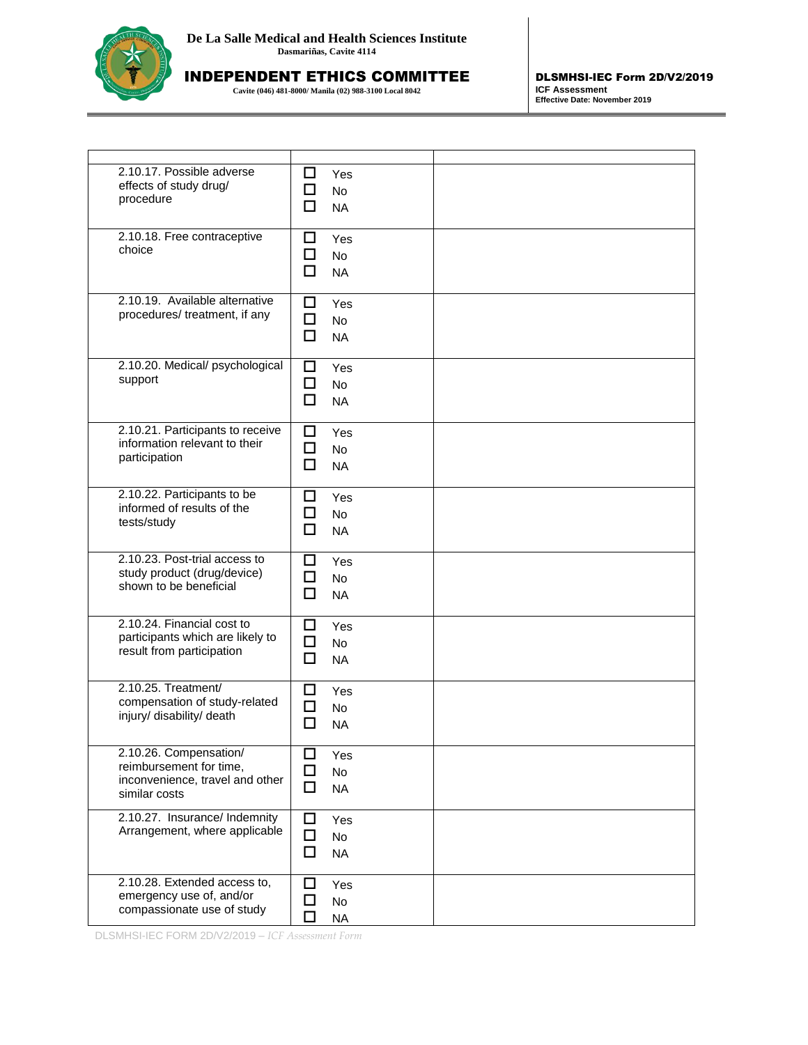| | | |
|---|---|---|
| 2.10.17. Possible adverse effects of study drug/ procedure | ☐ Yes<br>☐ No<br>☐ NA | |
| 2.10.18. Free contraceptive choice | ☐ Yes<br>☐ No<br>☐ NA | |
| 2.10.19. Available alternative procedures/ treatment, if any | ☐ Yes<br>☐ No<br>☐ NA | |
| 2.10.20. Medical/ psychological support | ☐ Yes<br>☐ No<br>☐ NA | |
| 2.10.21. Participants to receive information relevant to their participation | ☐ Yes<br>☐ No<br>☐ NA | |
| 2.10.22. Participants to be informed of results of the tests/study | ☐ Yes<br>☐ No<br>☐ NA | |
| 2.10.23. Post-trial access to study product (drug/device) shown to be beneficial | ☐ Yes<br>☐ No<br>☐ NA | |
| 2.10.24. Financial cost to participants which are likely to result from participation | ☐ Yes<br>☐ No<br>☐ NA | |
| 2.10.25. Treatment/ compensation of study-related injury/ disability/ death | ☐ Yes<br>☐ No<br>☐ NA | |
| 2.10.26. Compensation/ reimbursement for time, inconvenience, travel and other similar costs | ☐ Yes<br>☐ No<br>☐ NA | |
| 2.10.27. Insurance/ Indemnity Arrangement, where applicable | ☐ Yes<br>☐ No<br>☐ NA | |
| 2.10.28. Extended access to, emergency use of, and/or compassionate use of study | ☐ Yes<br>☐ No<br>☐ NA | |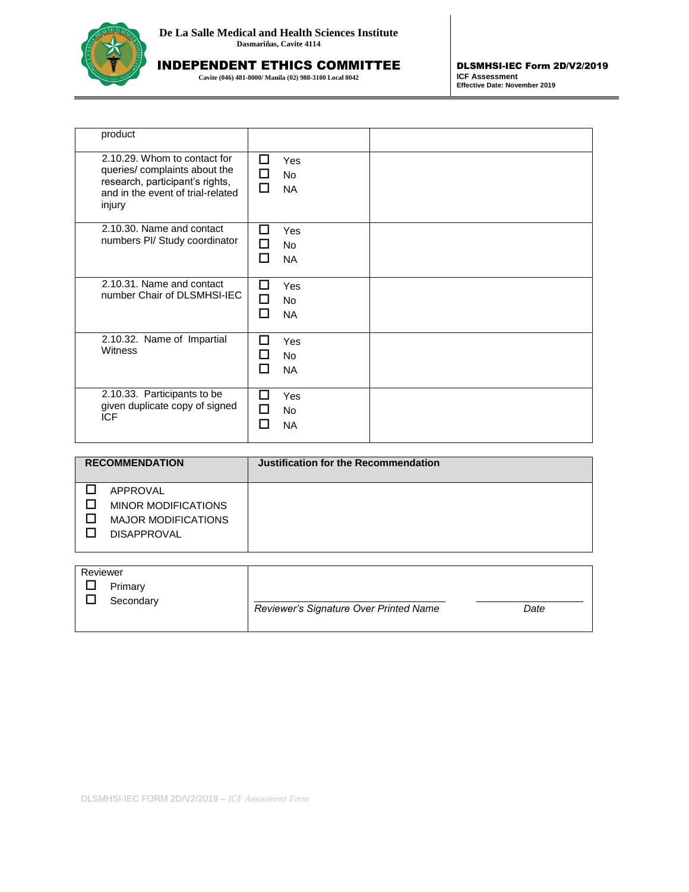| | | |
|---|---|---|
| product | | |
| 2.10.29. Whom to contact for queries/ complaints about the research, participant's rights, and in the event of trial-related injury | ☐ Yes<br>☐ No<br>☐ NA | |
| 2.10.30. Name and contact numbers PI/ Study coordinator | ☐ Yes<br>☐ No<br>☐ NA | |
| 2.10.31. Name and contact number Chair of DLSMHSI-IEC | ☐ Yes<br>☐ No<br>☐ NA | |
| 2.10.32. Name of Impartial Witness | ☐ Yes<br>☐ No<br>☐ NA | |
| 2.10.33. Participants to be given duplicate copy of signed ICF | ☐ Yes<br>☐ No<br>☐ NA | |

| **RECOMMENDATION** | **Justification for the Recommendation** |
|---|---|
| ☐ APPROVAL<br>☐ MINOR MODIFICATIONS<br>☐ MAJOR MODIFICATIONS<br>☐ DISAPPROVAL | |

| | | |
|---|---|---|
| Reviewer<br>☐ Primary<br>☐ Secondary | _______________________________<br>*Reviewer's Signature Over Printed Name* | ________________<br>*Date* |